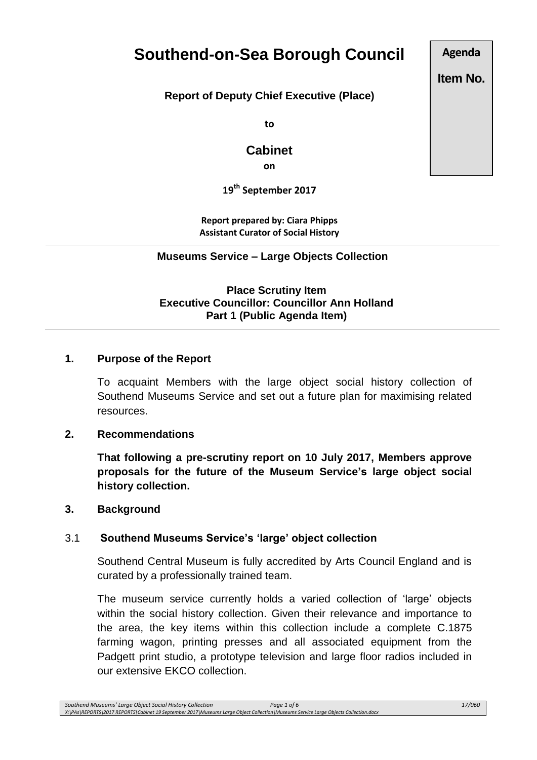# Southend-on-Sea Borough Council

**Agenda Item No.**

**Report of Deputy Chief Executive (Place)**

**to**

## Cabinet

**on**

**19th September 2017**

**Report prepared by: Ciara Phipps**
**Assistant Curator of Social History**

---

**Museums Service – Large Objects Collection**

**Place Scrutiny Item**
**Executive Councillor: Councillor Ann Holland**
**Part 1 (Public Agenda Item)**

---

## 1. Purpose of the Report

To acquaint Members with the large object social history collection of Southend Museums Service and set out a future plan for maximising related resources.

## 2. Recommendations

**That following a pre-scrutiny report on 10 July 2017, Members approve proposals for the future of the Museum Service's large object social history collection.**

## 3. Background

### 3.1 Southend Museums Service's 'large' object collection

Southend Central Museum is fully accredited by Arts Council England and is curated by a professionally trained team.

The museum service currently holds a varied collection of 'large' objects within the social history collection. Given their relevance and importance to the area, the key items within this collection include a complete C.1875 farming wagon, printing presses and all associated equipment from the Padgett print studio, a prototype television and large floor radios included in our extensive EKCO collection.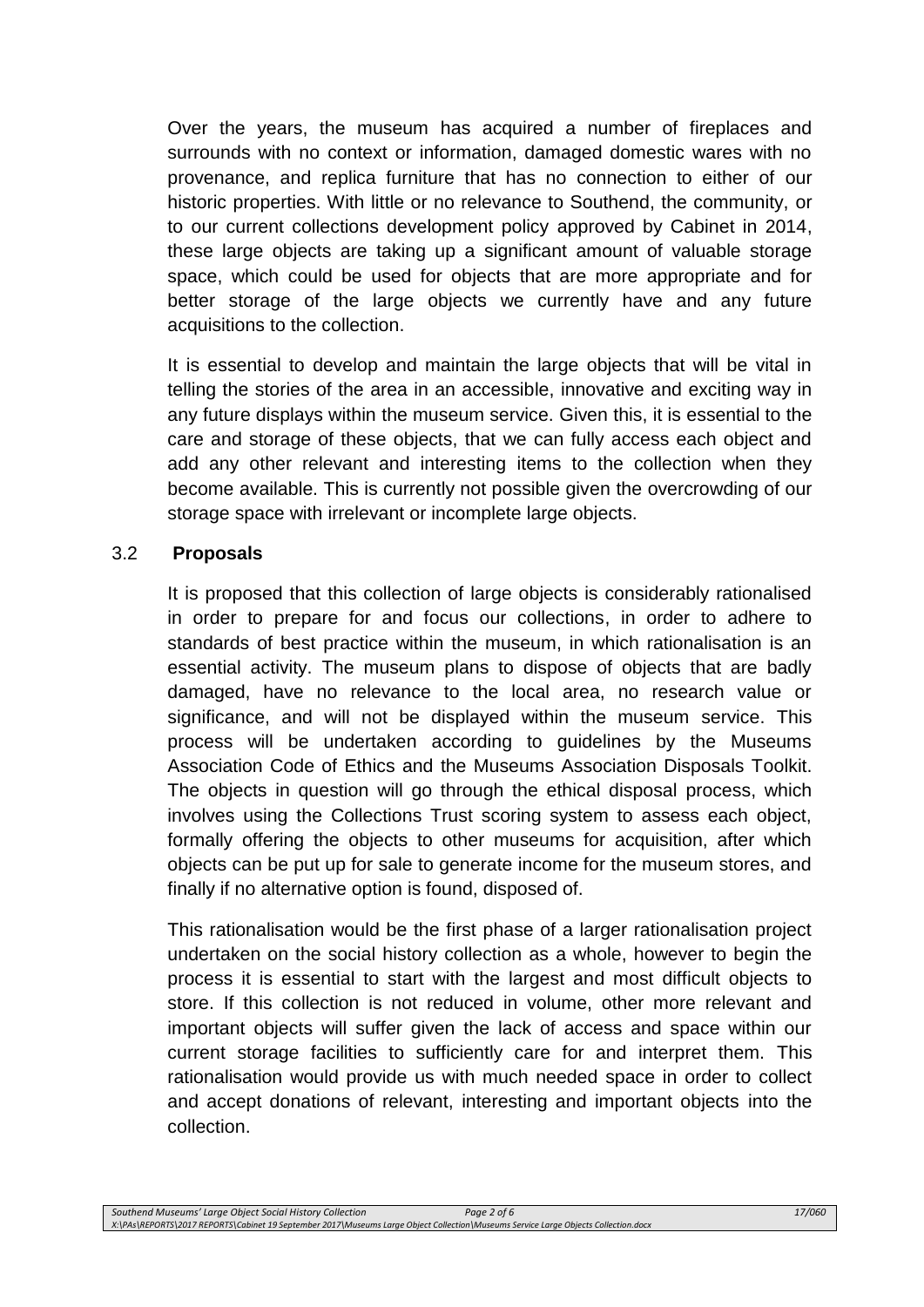Over the years, the museum has acquired a number of fireplaces and surrounds with no context or information, damaged domestic wares with no provenance, and replica furniture that has no connection to either of our historic properties. With little or no relevance to Southend, the community, or to our current collections development policy approved by Cabinet in 2014, these large objects are taking up a significant amount of valuable storage space, which could be used for objects that are more appropriate and for better storage of the large objects we currently have and any future acquisitions to the collection.

It is essential to develop and maintain the large objects that will be vital in telling the stories of the area in an accessible, innovative and exciting way in any future displays within the museum service. Given this, it is essential to the care and storage of these objects, that we can fully access each object and add any other relevant and interesting items to the collection when they become available. This is currently not possible given the overcrowding of our storage space with irrelevant or incomplete large objects.

### 3.2 **Proposals**

It is proposed that this collection of large objects is considerably rationalised in order to prepare for and focus our collections, in order to adhere to standards of best practice within the museum, in which rationalisation is an essential activity. The museum plans to dispose of objects that are badly damaged, have no relevance to the local area, no research value or significance, and will not be displayed within the museum service. This process will be undertaken according to guidelines by the Museums Association Code of Ethics and the Museums Association Disposals Toolkit. The objects in question will go through the ethical disposal process, which involves using the Collections Trust scoring system to assess each object, formally offering the objects to other museums for acquisition, after which objects can be put up for sale to generate income for the museum stores, and finally if no alternative option is found, disposed of.

This rationalisation would be the first phase of a larger rationalisation project undertaken on the social history collection as a whole, however to begin the process it is essential to start with the largest and most difficult objects to store. If this collection is not reduced in volume, other more relevant and important objects will suffer given the lack of access and space within our current storage facilities to sufficiently care for and interpret them. This rationalisation would provide us with much needed space in order to collect and accept donations of relevant, interesting and important objects into the collection.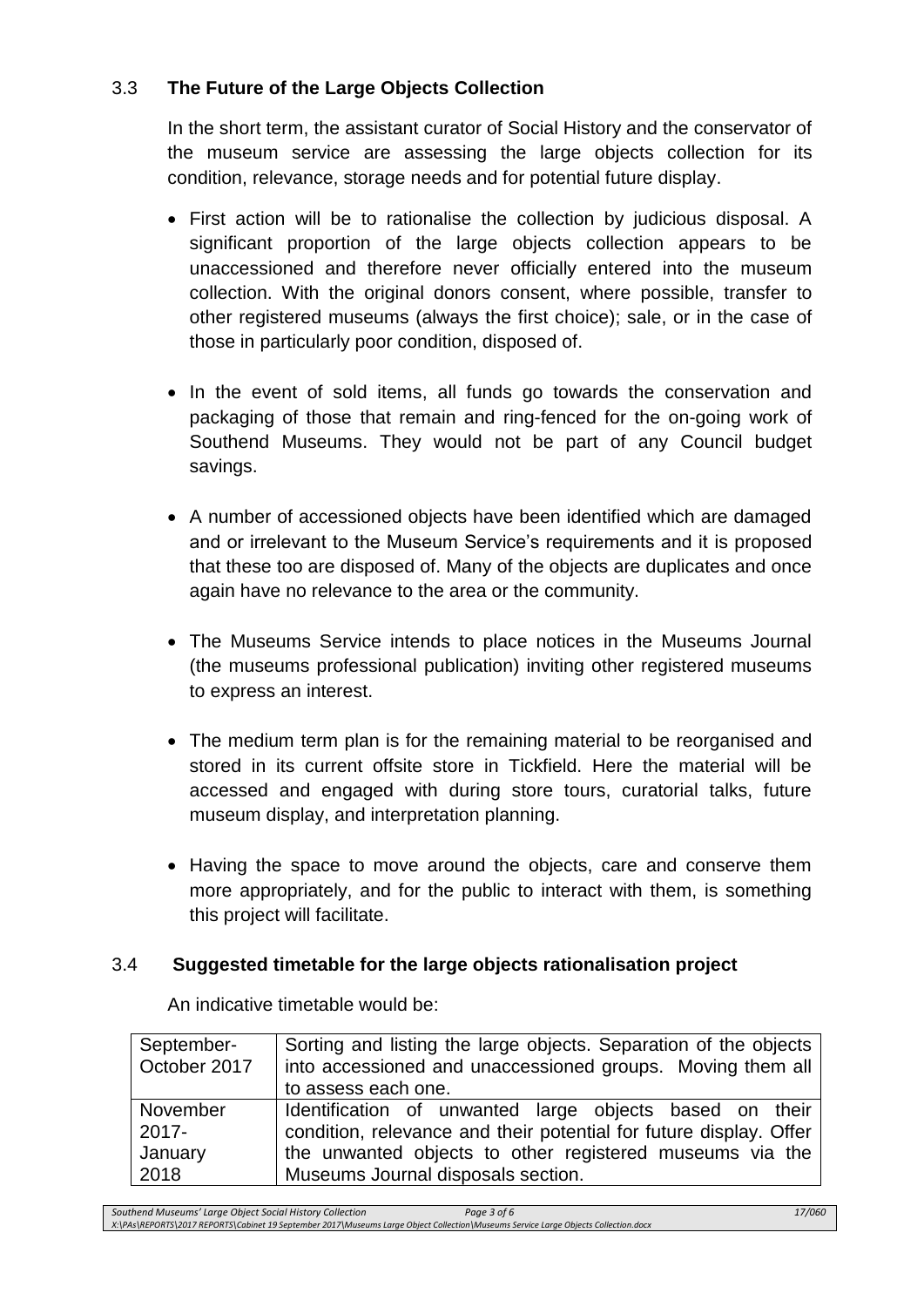### 3.3 **The Future of the Large Objects Collection**

In the short term, the assistant curator of Social History and the conservator of the museum service are assessing the large objects collection for its condition, relevance, storage needs and for potential future display.

- First action will be to rationalise the collection by judicious disposal. A significant proportion of the large objects collection appears to be unaccessioned and therefore never officially entered into the museum collection. With the original donors consent, where possible, transfer to other registered museums (always the first choice); sale, or in the case of those in particularly poor condition, disposed of.

- In the event of sold items, all funds go towards the conservation and packaging of those that remain and ring-fenced for the on-going work of Southend Museums. They would not be part of any Council budget savings.

- A number of accessioned objects have been identified which are damaged and or irrelevant to the Museum Service's requirements and it is proposed that these too are disposed of. Many of the objects are duplicates and once again have no relevance to the area or the community.

- The Museums Service intends to place notices in the Museums Journal (the museums professional publication) inviting other registered museums to express an interest.

- The medium term plan is for the remaining material to be reorganised and stored in its current offsite store in Tickfield. Here the material will be accessed and engaged with during store tours, curatorial talks, future museum display, and interpretation planning.

- Having the space to move around the objects, care and conserve them more appropriately, and for the public to interact with them, is something this project will facilitate.

### 3.4 **Suggested timetable for the large objects rationalisation project**

An indicative timetable would be:

| | |
|---|---|
| September-October 2017 | Sorting and listing the large objects. Separation of the objects into accessioned and unaccessioned groups. Moving them all to assess each one. |
| November 2017-January 2018 | Identification of unwanted large objects based on their condition, relevance and their potential for future display. Offer the unwanted objects to other registered museums via the Museums Journal disposals section. |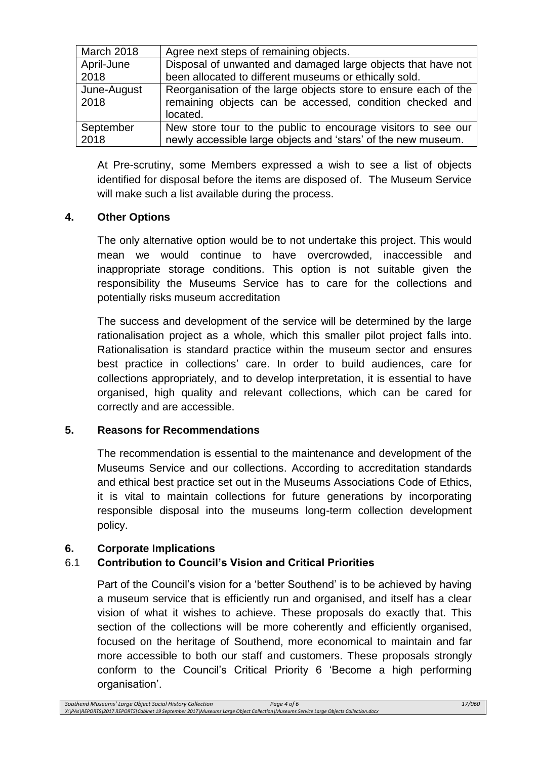| March 2018 | Agree next steps of remaining objects. |
|---|---|
| April-June 2018 | Disposal of unwanted and damaged large objects that have not been allocated to different museums or ethically sold. |
| June-August 2018 | Reorganisation of the large objects store to ensure each of the remaining objects can be accessed, condition checked and located. |
| September 2018 | New store tour to the public to encourage visitors to see our newly accessible large objects and 'stars' of the new museum. |

At Pre-scrutiny, some Members expressed a wish to see a list of objects identified for disposal before the items are disposed of. The Museum Service will make such a list available during the process.

## 4. Other Options

The only alternative option would be to not undertake this project. This would mean we would continue to have overcrowded, inaccessible and inappropriate storage conditions. This option is not suitable given the responsibility the Museums Service has to care for the collections and potentially risks museum accreditation

The success and development of the service will be determined by the large rationalisation project as a whole, which this smaller pilot project falls into. Rationalisation is standard practice within the museum sector and ensures best practice in collections' care. In order to build audiences, care for collections appropriately, and to develop interpretation, it is essential to have organised, high quality and relevant collections, which can be cared for correctly and are accessible.

## 5. Reasons for Recommendations

The recommendation is essential to the maintenance and development of the Museums Service and our collections. According to accreditation standards and ethical best practice set out in the Museums Associations Code of Ethics, it is vital to maintain collections for future generations by incorporating responsible disposal into the museums long-term collection development policy.

## 6. Corporate Implications

### 6.1 Contribution to Council's Vision and Critical Priorities

Part of the Council's vision for a 'better Southend' is to be achieved by having a museum service that is efficiently run and organised, and itself has a clear vision of what it wishes to achieve. These proposals do exactly that. This section of the collections will be more coherently and efficiently organised, focused on the heritage of Southend, more economical to maintain and far more accessible to both our staff and customers. These proposals strongly conform to the Council's Critical Priority 6 'Become a high performing organisation'.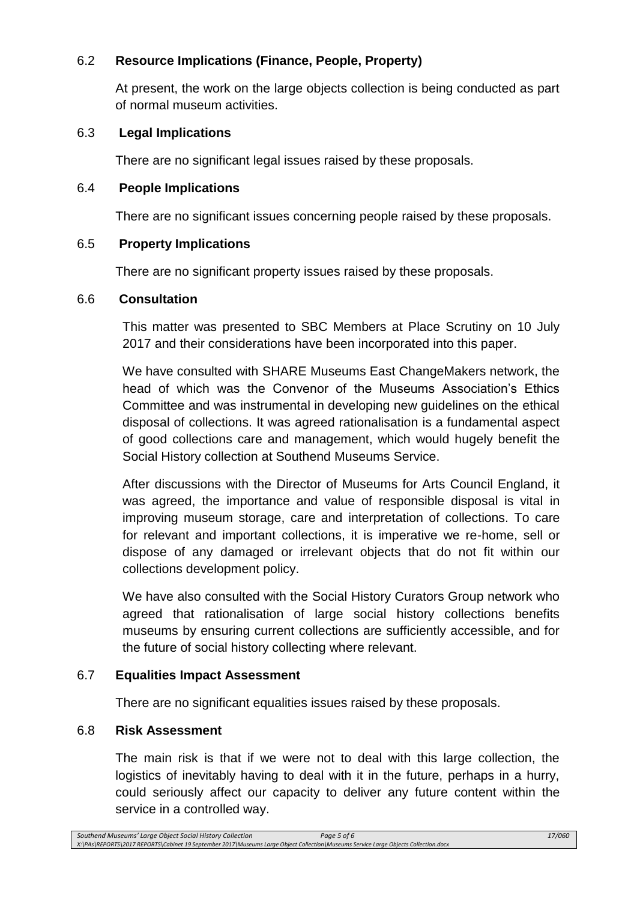### 6.2 Resource Implications (Finance, People, Property)

At present, the work on the large objects collection is being conducted as part of normal museum activities.

### 6.3 Legal Implications

There are no significant legal issues raised by these proposals.

### 6.4 People Implications

There are no significant issues concerning people raised by these proposals.

### 6.5 Property Implications

There are no significant property issues raised by these proposals.

### 6.6 Consultation

This matter was presented to SBC Members at Place Scrutiny on 10 July 2017 and their considerations have been incorporated into this paper.

We have consulted with SHARE Museums East ChangeMakers network, the head of which was the Convenor of the Museums Association's Ethics Committee and was instrumental in developing new guidelines on the ethical disposal of collections. It was agreed rationalisation is a fundamental aspect of good collections care and management, which would hugely benefit the Social History collection at Southend Museums Service.

After discussions with the Director of Museums for Arts Council England, it was agreed, the importance and value of responsible disposal is vital in improving museum storage, care and interpretation of collections. To care for relevant and important collections, it is imperative we re-home, sell or dispose of any damaged or irrelevant objects that do not fit within our collections development policy.

We have also consulted with the Social History Curators Group network who agreed that rationalisation of large social history collections benefits museums by ensuring current collections are sufficiently accessible, and for the future of social history collecting where relevant.

### 6.7 Equalities Impact Assessment

There are no significant equalities issues raised by these proposals.

### 6.8 Risk Assessment

The main risk is that if we were not to deal with this large collection, the logistics of inevitably having to deal with it in the future, perhaps in a hurry, could seriously affect our capacity to deliver any future content within the service in a controlled way.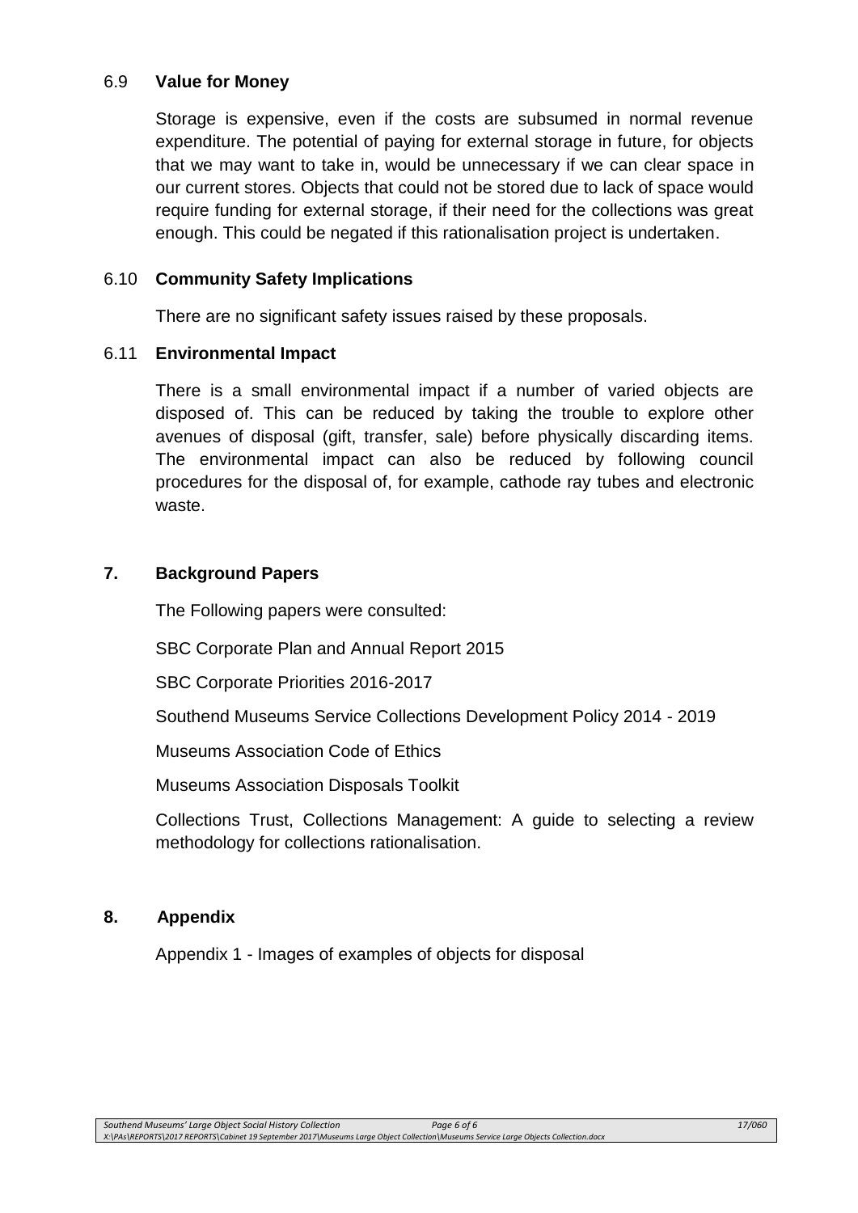### 6.9 **Value for Money**

Storage is expensive, even if the costs are subsumed in normal revenue expenditure. The potential of paying for external storage in future, for objects that we may want to take in, would be unnecessary if we can clear space in our current stores. Objects that could not be stored due to lack of space would require funding for external storage, if their need for the collections was great enough. This could be negated if this rationalisation project is undertaken.

### 6.10 **Community Safety Implications**

There are no significant safety issues raised by these proposals.

### 6.11 **Environmental Impact**

There is a small environmental impact if a number of varied objects are disposed of. This can be reduced by taking the trouble to explore other avenues of disposal (gift, transfer, sale) before physically discarding items. The environmental impact can also be reduced by following council procedures for the disposal of, for example, cathode ray tubes and electronic waste.

## 7. **Background Papers**

The Following papers were consulted:

SBC Corporate Plan and Annual Report 2015

SBC Corporate Priorities 2016-2017

Southend Museums Service Collections Development Policy 2014 - 2019

Museums Association Code of Ethics

Museums Association Disposals Toolkit

Collections Trust, Collections Management: A guide to selecting a review methodology for collections rationalisation.

## 8. **Appendix**

Appendix 1 - Images of examples of objects for disposal